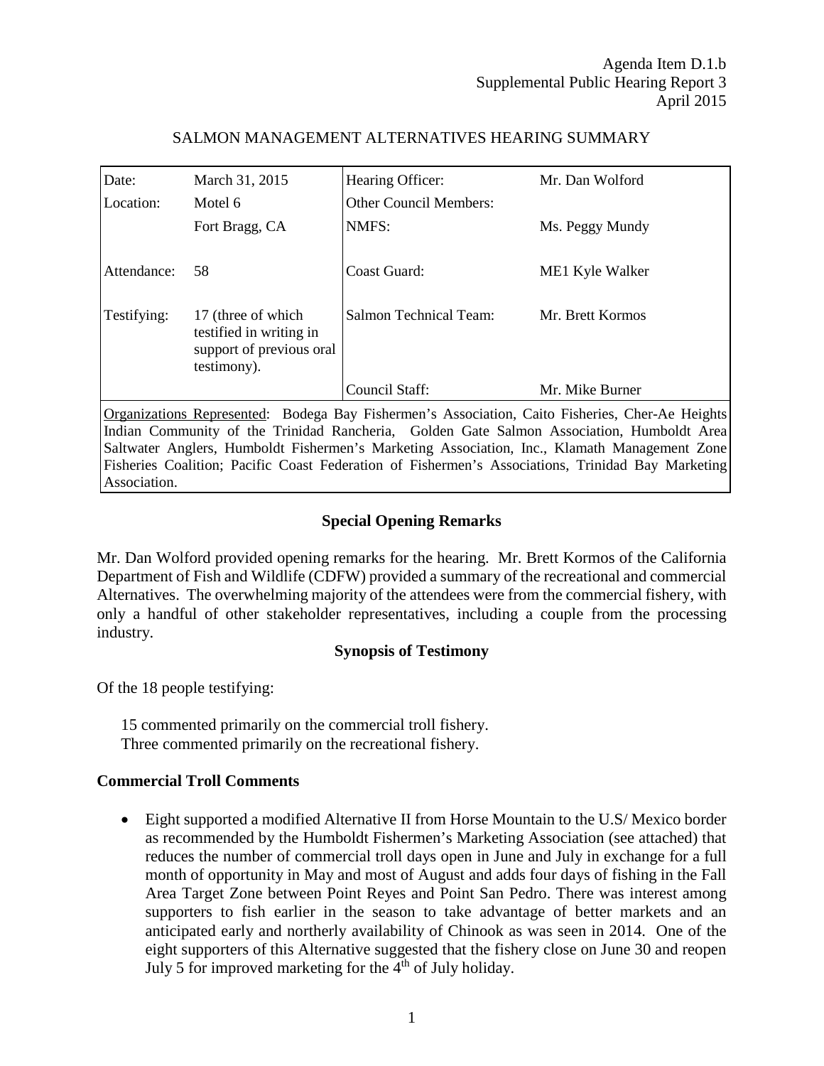Agenda Item D.1.b
Supplemental Public Hearing Report 3
April 2015

## SALMON MANAGEMENT ALTERNATIVES HEARING SUMMARY

| Date: | March 31, 2015 | Hearing Officer: | Mr. Dan Wolford |
|---|---|---|---|
| Location: | Motel 6 | Other Council Members: | |
| | Fort Bragg, CA | NMFS: | Ms. Peggy Mundy |
| Attendance: | 58 | Coast Guard: | ME1 Kyle Walker |
| Testifying: | 17 (three of which testified in writing in support of previous oral testimony). | Salmon Technical Team: | Mr. Brett Kormos |
| | | Council Staff: | Mr. Mike Burner |

Organizations Represented: Bodega Bay Fishermen's Association, Caito Fisheries, Cher-Ae Heights Indian Community of the Trinidad Rancheria, Golden Gate Salmon Association, Humboldt Area Saltwater Anglers, Humboldt Fishermen's Marketing Association, Inc., Klamath Management Zone Fisheries Coalition; Pacific Coast Federation of Fishermen's Associations, Trinidad Bay Marketing Association.

### Special Opening Remarks

Mr. Dan Wolford provided opening remarks for the hearing. Mr. Brett Kormos of the California Department of Fish and Wildlife (CDFW) provided a summary of the recreational and commercial Alternatives. The overwhelming majority of the attendees were from the commercial fishery, with only a handful of other stakeholder representatives, including a couple from the processing industry.

### Synopsis of Testimony

Of the 18 people testifying:

15 commented primarily on the commercial troll fishery.
Three commented primarily on the recreational fishery.

### Commercial Troll Comments

- Eight supported a modified Alternative II from Horse Mountain to the U.S/ Mexico border as recommended by the Humboldt Fishermen's Marketing Association (see attached) that reduces the number of commercial troll days open in June and July in exchange for a full month of opportunity in May and most of August and adds four days of fishing in the Fall Area Target Zone between Point Reyes and Point San Pedro. There was interest among supporters to fish earlier in the season to take advantage of better markets and an anticipated early and northerly availability of Chinook as was seen in 2014. One of the eight supporters of this Alternative suggested that the fishery close on June 30 and reopen July 5 for improved marketing for the 4th of July holiday.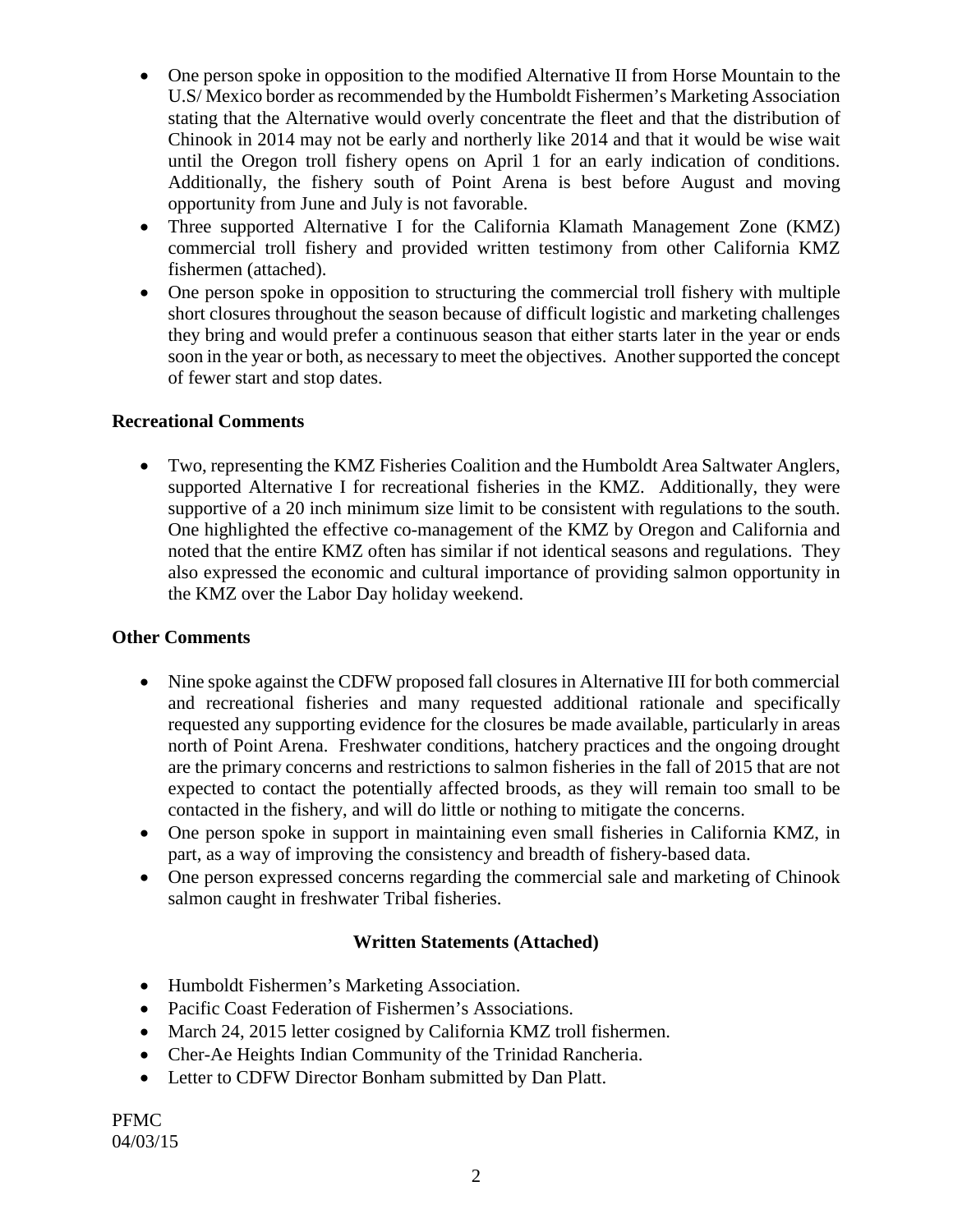- One person spoke in opposition to the modified Alternative II from Horse Mountain to the U.S/ Mexico border as recommended by the Humboldt Fishermen's Marketing Association stating that the Alternative would overly concentrate the fleet and that the distribution of Chinook in 2014 may not be early and northerly like 2014 and that it would be wise wait until the Oregon troll fishery opens on April 1 for an early indication of conditions. Additionally, the fishery south of Point Arena is best before August and moving opportunity from June and July is not favorable.
- Three supported Alternative I for the California Klamath Management Zone (KMZ) commercial troll fishery and provided written testimony from other California KMZ fishermen (attached).
- One person spoke in opposition to structuring the commercial troll fishery with multiple short closures throughout the season because of difficult logistic and marketing challenges they bring and would prefer a continuous season that either starts later in the year or ends soon in the year or both, as necessary to meet the objectives. Another supported the concept of fewer start and stop dates.

**Recreational Comments**

- Two, representing the KMZ Fisheries Coalition and the Humboldt Area Saltwater Anglers, supported Alternative I for recreational fisheries in the KMZ. Additionally, they were supportive of a 20 inch minimum size limit to be consistent with regulations to the south. One highlighted the effective co-management of the KMZ by Oregon and California and noted that the entire KMZ often has similar if not identical seasons and regulations. They also expressed the economic and cultural importance of providing salmon opportunity in the KMZ over the Labor Day holiday weekend.

**Other Comments**

- Nine spoke against the CDFW proposed fall closures in Alternative III for both commercial and recreational fisheries and many requested additional rationale and specifically requested any supporting evidence for the closures be made available, particularly in areas north of Point Arena. Freshwater conditions, hatchery practices and the ongoing drought are the primary concerns and restrictions to salmon fisheries in the fall of 2015 that are not expected to contact the potentially affected broods, as they will remain too small to be contacted in the fishery, and will do little or nothing to mitigate the concerns.
- One person spoke in support in maintaining even small fisheries in California KMZ, in part, as a way of improving the consistency and breadth of fishery-based data.
- One person expressed concerns regarding the commercial sale and marketing of Chinook salmon caught in freshwater Tribal fisheries.

**Written Statements (Attached)**

- Humboldt Fishermen's Marketing Association.
- Pacific Coast Federation of Fishermen's Associations.
- March 24, 2015 letter cosigned by California KMZ troll fishermen.
- Cher-Ae Heights Indian Community of the Trinidad Rancheria.
- Letter to CDFW Director Bonham submitted by Dan Platt.

PFMC
04/03/15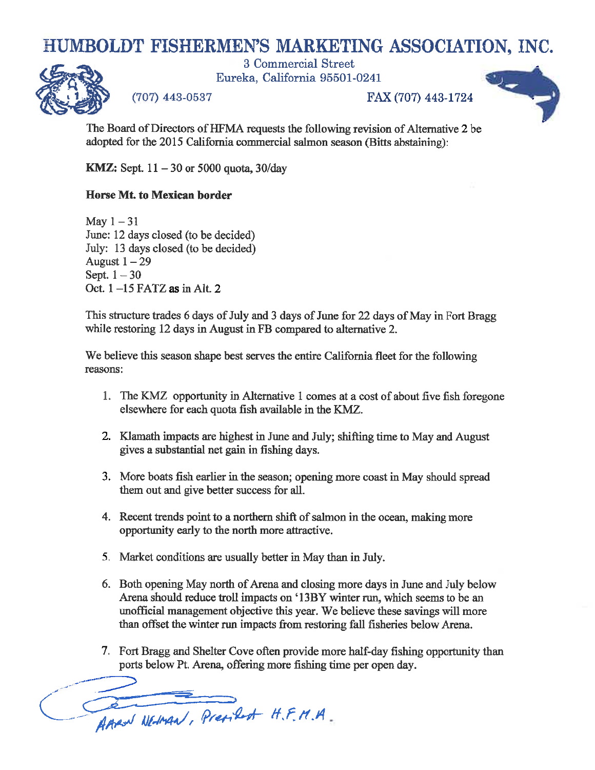# HUMBOLDT FISHERMEN'S MARKETING ASSOCIATION, INC.

3 Commercial Street
Eureka, California 95501-0241

(707) 443-0537 FAX (707) 443-1724

The Board of Directors of HFMA requests the following revision of Alternative 2 be adopted for the 2015 California commercial salmon season (Bitts abstaining):

**KMZ:** Sept. 11 – 30 or 5000 quota, 30/day

**Horse Mt. to Mexican border**

May 1 – 31
June: 12 days closed (to be decided)
July: 13 days closed (to be decided)
August 1 – 29
Sept. 1 – 30
Oct. 1 –15 FATZ **as** in Alt. 2

This structure trades 6 days of July and 3 days of June for 22 days of May in Fort Bragg while restoring 12 days in August in FB compared to alternative 2.

We believe this season shape best serves the entire California fleet for the following reasons:

1. The KMZ opportunity in Alternative 1 comes at a cost of about five fish foregone elsewhere for each quota fish available in the KMZ.
2. Klamath impacts are highest in June and July; shifting time to May and August gives a substantial net gain in fishing days.
3. More boats fish earlier in the season; opening more coast in May should spread them out and give better success for all.
4. Recent trends point to a northern shift of salmon in the ocean, making more opportunity early to the north more attractive.
5. Market conditions are usually better in May than in July.
6. Both opening May north of Arena and closing more days in June and July below Arena should reduce troll impacts on '13BY winter run, which seems to be an unofficial management objective this year. We believe these savings will more than offset the winter run impacts from restoring fall fisheries below Arena.
7. Fort Bragg and Shelter Cove often provide more half-day fishing opportunity than ports below Pt. Arena, offering more fishing time per open day.

Aaron Newman, President H.F.M.A.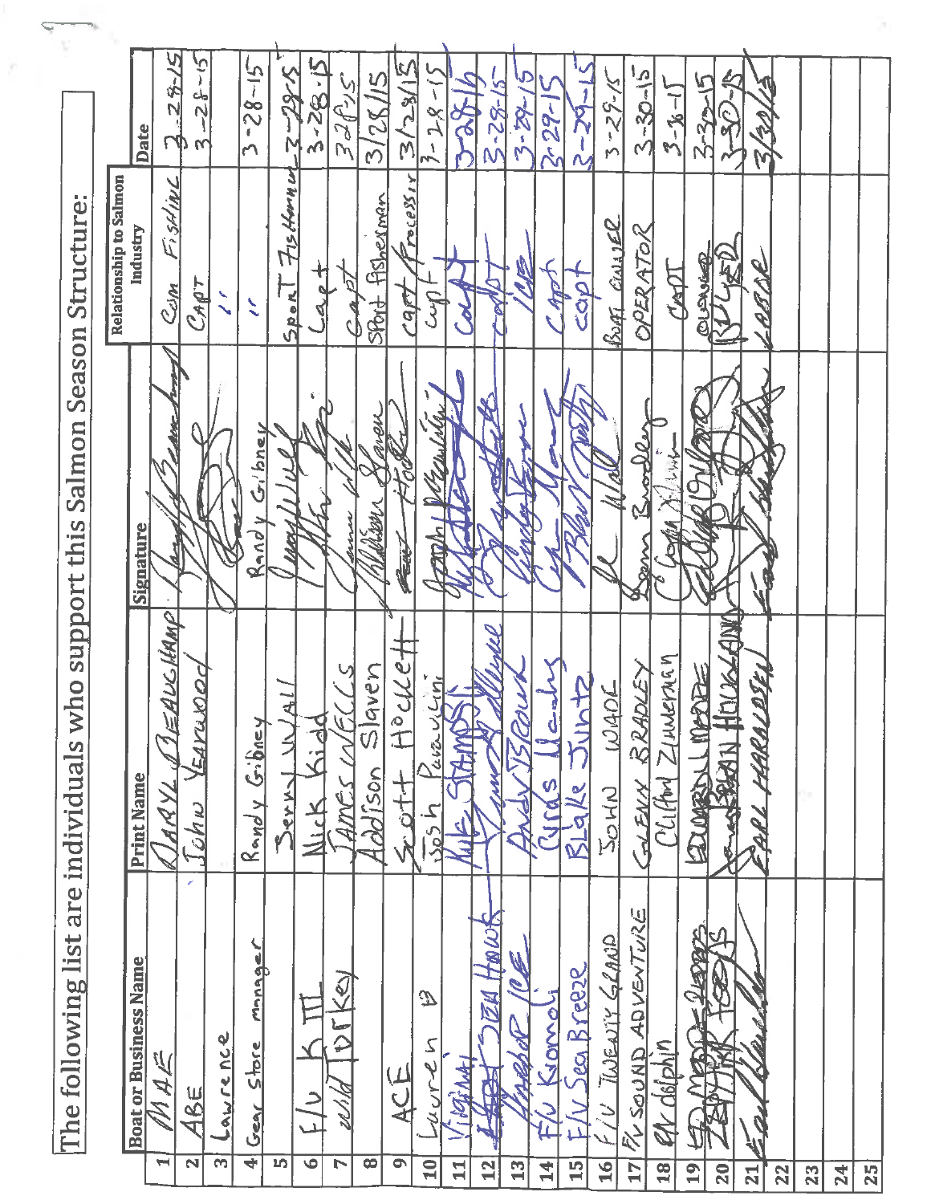# The following list are individuals who support this Salmon Season Structure:

| | Boat or Business Name | Print Name | Signature | Relationship to Salmon Industry | Date |
|---|---|---|---|---|---|
| 1 | MAE | DARYL BEAUCHAMP | | Com Fishing | 3-28-15 |
| 2 | ABE | John Yearwood | | CAPT | 3-28-15 |
| 3 | Lawrence | | | " | |
| 4 | Gear Store manager | Randy Gibney | Randy Gibney | " | 3-28-15 |
| 5 | | Berry WALL | | Sport Fisherman | 3-28-15 |
| 6 | F/V K III | Nick Kidd | | Capt | 3-28-15 |
| 7 | wild Turkey | JAMES WELLS | | Capt | 3-28-15 |
| 8 | | Addison Slaven | | Sport fisherman | 3/28/15 |
| 9 | ACE | Scott Hockett | | Capt Processor | 3/28/15 |
| 10 | Lauren B | Josh Pavlovich | | Capt | 3-28-15 |
| 11 | Virginia | Kyle STAMOS | | Capt | 3-28-15 |
| 12 | SEA HAWK | | | Capt | 3-28-15 |
| 13 | Harbor Ice | Andy Strouk | | Capt | 3-29-15 |
| 14 | F/V Komoli | Cyrus Meador | | Capt | 3-29-15 |
| 15 | F/V Sea Breeze | Blake Juntz | | capt | 3-29-15 |
| 16 | F/V TWENTY GRAND | JOHN WADE | | BOAT OWNER | 3-29-15 |
| 17 | F/V SOUND ADVENTURE | GLENN BRADLEY | Glenn Bradley | OPERATOR | 3-30-15 |
| 18 | F/V dolphin | Clifton Zimmerman | | CAPT | 3-30-15 |
| 19 | | EDWARD L MOORE | | OWNER | 3-30-15 |
| 20 | | BRIAN HIDDELAND | | RETIRED | 3-30-15 |
| 21 | | EARL HARALDSEN | | LABOR | 3/30/15 |
| 22 | | | | | |
| 23 | | | | | |
| 24 | | | | | |
| 25 | | | | | |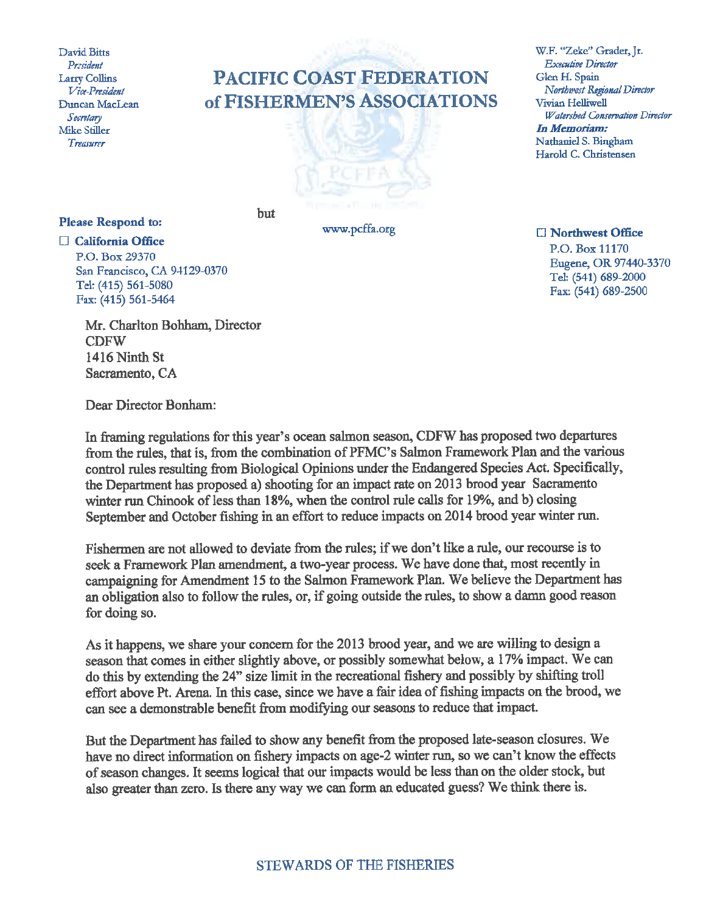David Bitts
*President*
Larry Collins
*Vice-President*
Duncan MacLean
*Secretary*
Mike Stiller
*Treasurer*

# PACIFIC COAST FEDERATION of FISHERMEN'S ASSOCIATIONS

W.F. "Zeke" Grader, Jr.
*Executive Director*
Glen H. Spain
*Northwest Regional Director*
Vivian Helliwell
*Watershed Conservation Director*
***In Memoriam:***
Nathaniel S. Bingham
Harold C. Christensen

but

**Please Respond to:**

☐ **California Office**
P.O. Box 29370
San Francisco, CA 94129-0370
Tel: (415) 561-5080
Fax: (415) 561-5464

www.pcffa.org

☐ **Northwest Office**
P.O. Box 11170
Eugene, OR 97440-3370
Tel: (541) 689-2000
Fax: (541) 689-2500

Mr. Charlton Bohham, Director
CDFW
1416 Ninth St
Sacramento, CA

Dear Director Bonham:

In framing regulations for this year's ocean salmon season, CDFW has proposed two departures from the rules, that is, from the combination of PFMC's Salmon Framework Plan and the various control rules resulting from Biological Opinions under the Endangered Species Act. Specifically, the Department has proposed a) shooting for an impact rate on 2013 brood year Sacramento winter run Chinook of less than 18%, when the control rule calls for 19%, and b) closing September and October fishing in an effort to reduce impacts on 2014 brood year winter run.

Fishermen are not allowed to deviate from the rules; if we don't like a rule, our recourse is to seek a Framework Plan amendment, a two-year process. We have done that, most recently in campaigning for Amendment 15 to the Salmon Framework Plan. We believe the Department has an obligation also to follow the rules, or, if going outside the rules, to show a damn good reason for doing so.

As it happens, we share your concern for the 2013 brood year, and we are willing to design a season that comes in either slightly above, or possibly somewhat below, a 17% impact. We can do this by extending the 24" size limit in the recreational fishery and possibly by shifting troll effort above Pt. Arena. In this case, since we have a fair idea of fishing impacts on the brood, we can see a demonstrable benefit from modifying our seasons to reduce that impact.

But the Department has failed to show any benefit from the proposed late-season closures. We have no direct information on fishery impacts on age-2 winter run, so we can't know the effects of season changes. It seems logical that our impacts would be less than on the older stock, but also greater than zero. Is there any way we can form an educated guess? We think there is.

STEWARDS OF THE FISHERIES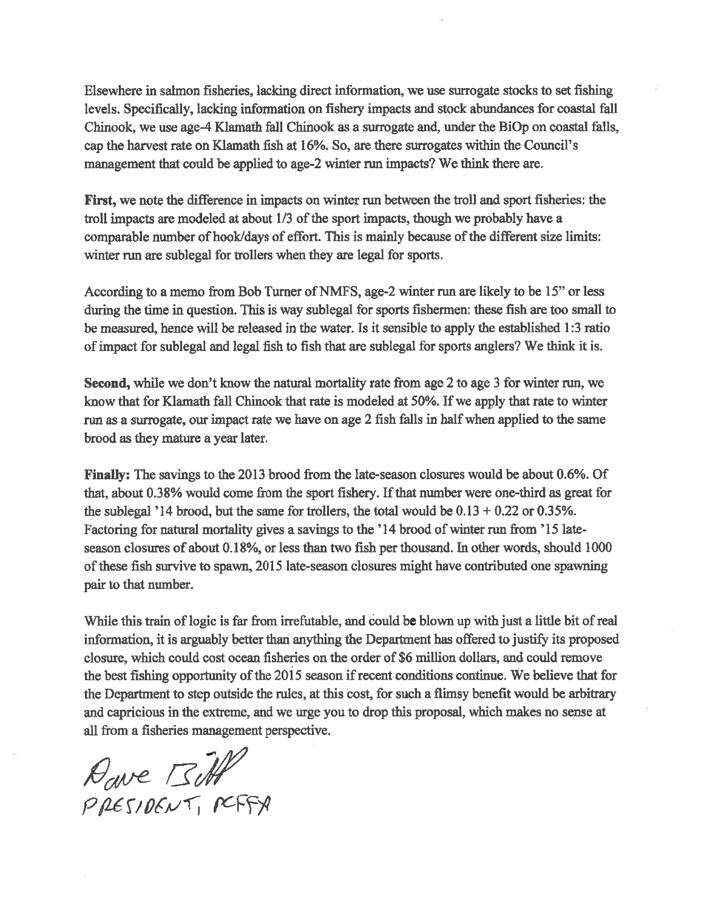Elsewhere in salmon fisheries, lacking direct information, we use surrogate stocks to set fishing levels. Specifically, lacking information on fishery impacts and stock abundances for coastal fall Chinook, we use age-4 Klamath fall Chinook as a surrogate and, under the BiOp on coastal falls, cap the harvest rate on Klamath fish at 16%. So, are there surrogates within the Council's management that could be applied to age-2 winter run impacts? We think there are.

**First,** we note the difference in impacts on winter run between the troll and sport fisheries: the troll impacts are modeled at about 1/3 of the sport impacts, though we probably have a comparable number of hook/days of effort. This is mainly because of the different size limits: winter run are sublegal for trollers when they are legal for sports.

According to a memo from Bob Turner of NMFS, age-2 winter run are likely to be 15" or less during the time in question. This is way sublegal for sports fishermen: these fish are too small to be measured, hence will be released in the water. Is it sensible to apply the established 1:3 ratio of impact for sublegal and legal fish to fish that are sublegal for sports anglers? We think it is.

**Second,** while we don't know the natural mortality rate from age 2 to age 3 for winter run, we know that for Klamath fall Chinook that rate is modeled at 50%. If we apply that rate to winter run as a surrogate, our impact rate we have on age 2 fish falls in half when applied to the same brood as they mature a year later.

**Finally:** The savings to the 2013 brood from the late-season closures would be about 0.6%. Of that, about 0.38% would come from the sport fishery. If that number were one-third as great for the sublegal '14 brood, but the same for trollers, the total would be 0.13 + 0.22 or 0.35%. Factoring for natural mortality gives a savings to the '14 brood of winter run from '15 late-season closures of about 0.18%, or less than two fish per thousand. In other words, should 1000 of these fish survive to spawn, 2015 late-season closures might have contributed one spawning pair to that number.

While this train of logic is far from irrefutable, and could be blown up with just a little bit of real information, it is arguably better than anything the Department has offered to justify its proposed closure, which could cost ocean fisheries on the order of $6 million dollars, and could remove the best fishing opportunity of the 2015 season if recent conditions continue. We believe that for the Department to step outside the rules, at this cost, for such a flimsy benefit would be arbitrary and capricious in the extreme, and we urge you to drop this proposal, which makes no sense at all from a fisheries management perspective.

Dave Bitts
PRESIDENT, PCFFA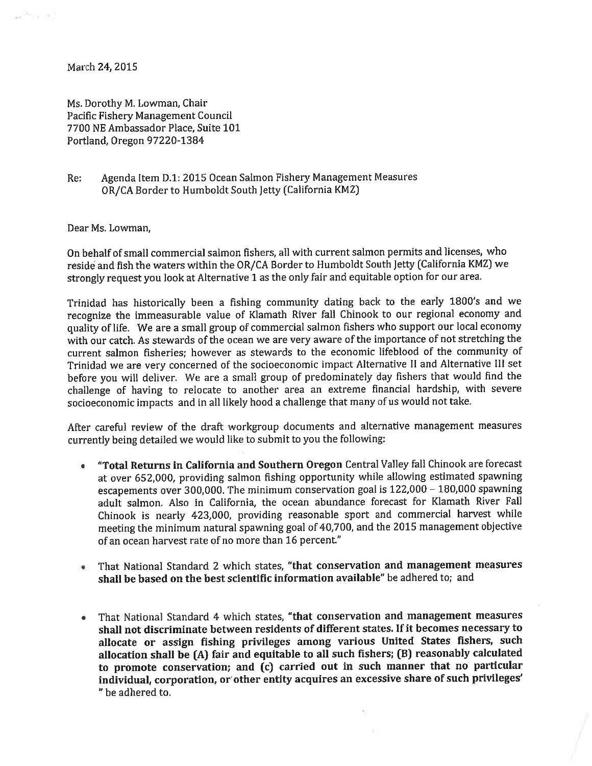March 24, 2015

Ms. Dorothy M. Lowman, Chair
Pacific Fishery Management Council
7700 NE Ambassador Place, Suite 101
Portland, Oregon 97220-1384

Re: Agenda Item D.1: 2015 Ocean Salmon Fishery Management Measures
OR/CA Border to Humboldt South Jetty (California KMZ)

Dear Ms. Lowman,

On behalf of small commercial salmon fishers, all with current salmon permits and licenses, who reside and fish the waters within the OR/CA Border to Humboldt South Jetty (California KMZ) we strongly request you look at Alternative 1 as the only fair and equitable option for our area.

Trinidad has historically been a fishing community dating back to the early 1800's and we recognize the immeasurable value of Klamath River fall Chinook to our regional economy and quality of life. We are a small group of commercial salmon fishers who support our local economy with our catch. As stewards of the ocean we are very aware of the importance of not stretching the current salmon fisheries; however as stewards to the economic lifeblood of the community of Trinidad we are very concerned of the socioeconomic impact Alternative II and Alternative III set before you will deliver. We are a small group of predominately day fishers that would find the challenge of having to relocate to another area an extreme financial hardship, with severe socioeconomic impacts and in all likely hood a challenge that many of us would not take.

After careful review of the draft workgroup documents and alternative management measures currently being detailed we would like to submit to you the following:

- "**Total Returns in California and Southern Oregon** Central Valley fall Chinook are forecast at over 652,000, providing salmon fishing opportunity while allowing estimated spawning escapements over 300,000. The minimum conservation goal is 122,000 – 180,000 spawning adult salmon. Also in California, the ocean abundance forecast for Klamath River Fall Chinook is nearly 423,000, providing reasonable sport and commercial harvest while meeting the minimum natural spawning goal of 40,700, and the 2015 management objective of an ocean harvest rate of no more than 16 percent."

- That National Standard 2 which states, "**that conservation and management measures shall be based on the best scientific information available**" be adhered to; and

- That National Standard 4 which states, "**that conservation and management measures shall not discriminate between residents of different states. If it becomes necessary to allocate or assign fishing privileges among various United States fishers, such allocation shall be (A) fair and equitable to all such fishers; (B) reasonably calculated to promote conservation; and (c) carried out in such manner that no particular individual, corporation, or other entity acquires an excessive share of such privileges'** " be adhered to.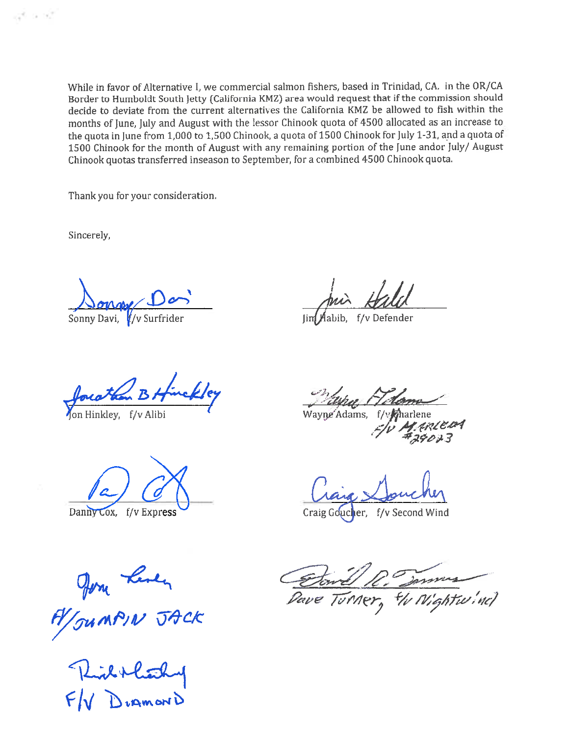While in favor of Alternative I, we commercial salmon fishers, based in Trinidad, CA. in the OR/CA Border to Humboldt South Jetty (California KMZ) area would request that if the commission should decide to deviate from the current alternatives the California KMZ be allowed to fish within the months of June, July and August with the lessor Chinook quota of 4500 allocated as an increase to the quota in June from 1,000 to 1,500 Chinook, a quota of 1500 Chinook for July 1-31, and a quota of 1500 Chinook for the month of August with any remaining portion of the June andor July/ August Chinook quotas transferred inseason to September, for a combined 4500 Chinook quota.

Thank you for your consideration.

Sincerely,

Sonny Davi, f/v Surfrider

Jim Habib, f/v Defender

Jon Hinkley, f/v Alibi

Wayne Adams, f/v Charlene
F/V MARLENA
#29023

Danny Cox, f/v Express

Craig Goucher, f/v Second Wind

F/V JUMPIN JACK

Dave Turner, f/v Nightwind

F/V DIAMOND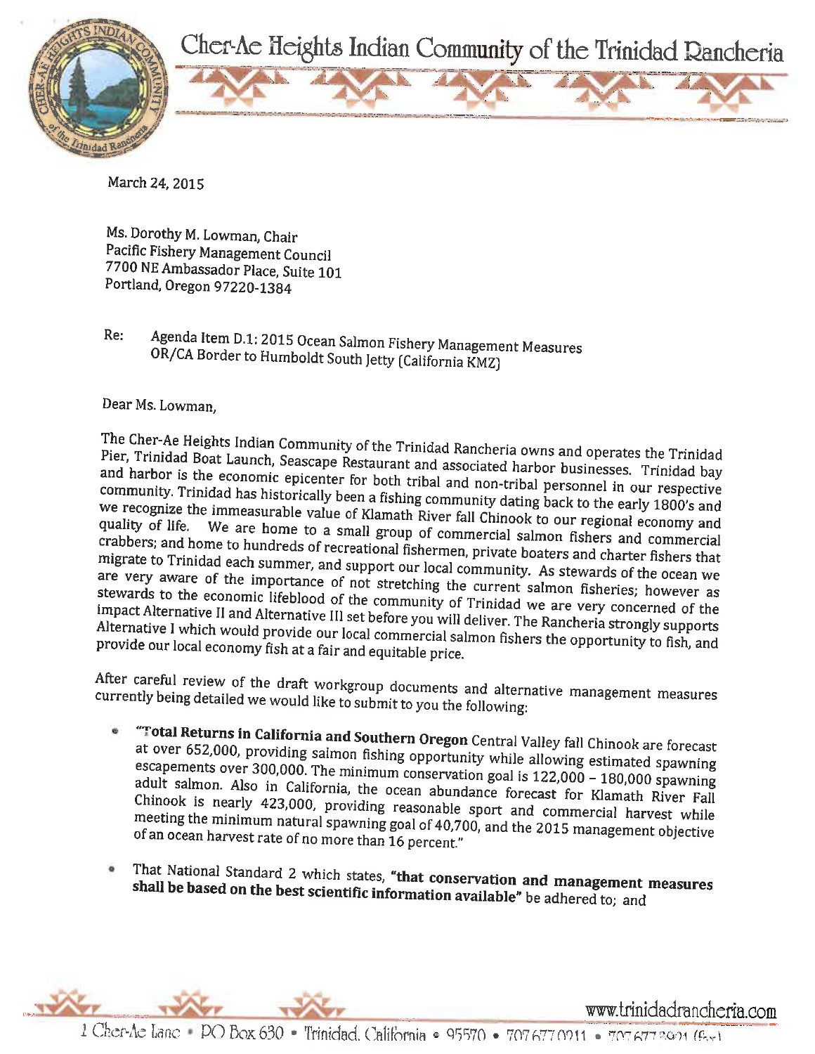# Cher-Ae Heights Indian Community of the Trinidad Rancheria

March 24, 2015

Ms. Dorothy M. Lowman, Chair
Pacific Fishery Management Council
7700 NE Ambassador Place, Suite 101
Portland, Oregon 97220-1384

Re: Agenda Item D.1: 2015 Ocean Salmon Fishery Management Measures
OR/CA Border to Humboldt South Jetty (California KMZ)

Dear Ms. Lowman,

The Cher-Ae Heights Indian Community of the Trinidad Rancheria owns and operates the Trinidad Pier, Trinidad Boat Launch, Seascape Restaurant and associated harbor businesses. Trinidad bay and harbor is the economic epicenter for both tribal and non-tribal personnel in our respective community. Trinidad has historically been a fishing community dating back to the early 1800's and we recognize the immeasurable value of Klamath River fall Chinook to our regional economy and quality of life. We are home to a small group of commercial salmon fishers and commercial crabbers; and home to hundreds of recreational fishermen, private boaters and charter fishers that migrate to Trinidad each summer, and support our local community. As stewards of the ocean we are very aware of the importance of not stretching the current salmon fisheries; however as stewards to the economic lifeblood of the community of Trinidad we are very concerned of the impact Alternative II and Alternative III set before you will deliver. The Rancheria strongly supports Alternative I which would provide our local commercial salmon fishers the opportunity to fish, and provide our local economy fish at a fair and equitable price.

After careful review of the draft workgroup documents and alternative management measures currently being detailed we would like to submit to you the following:

- "**Total Returns in California and Southern Oregon** Central Valley fall Chinook are forecast at over 652,000, providing salmon fishing opportunity while allowing estimated spawning escapements over 300,000. The minimum conservation goal is 122,000 – 180,000 spawning adult salmon. Also in California, the ocean abundance forecast for Klamath River Fall Chinook is nearly 423,000, providing reasonable sport and commercial harvest while meeting the minimum natural spawning goal of 40,700, and the 2015 management objective of an ocean harvest rate of no more than 16 percent."
- That National Standard 2 which states, **"that conservation and management measures shall be based on the best scientific information available"** be adhered to; and

www.trinidadrancheria.com

1 Cher-Ae Lane • PO Box 630 • Trinidad, California • 95570 • 707 677 0211 • 707 677 3921 (fax)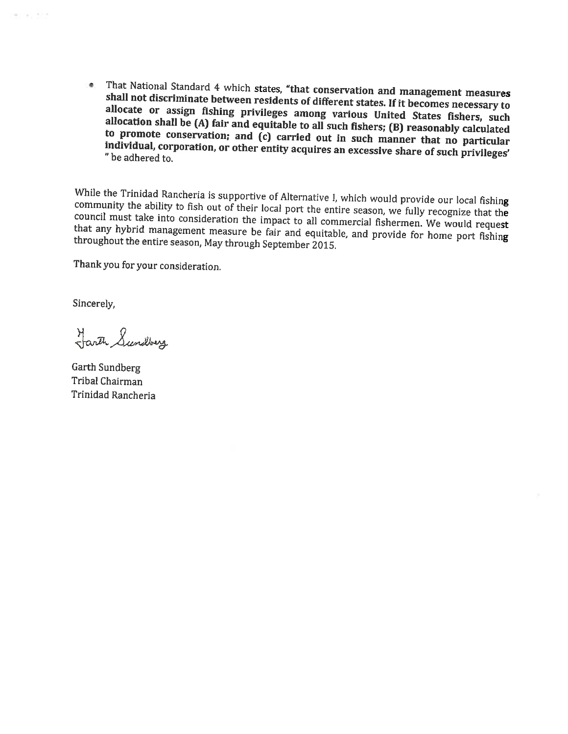- That National Standard 4 which states, "**that conservation and management measures shall not discriminate between residents of different states. If it becomes necessary to allocate or assign fishing privileges among various United States fishers, such allocation shall be (A) fair and equitable to all such fishers; (B) reasonably calculated to promote conservation; and (c) carried out in such manner that no particular individual, corporation, or other entity acquires an excessive share of such privileges'** " be adhered to.

While the Trinidad Rancheria is supportive of Alternative I, which would provide our local fishing community the ability to fish out of their local port the entire season, we fully recognize that the council must take into consideration the impact to all commercial fishermen. We would request that any hybrid management measure be fair and equitable, and provide for home port fishing throughout the entire season, May through September 2015.

Thank you for your consideration.

Sincerely,

Garth Sundberg

Garth Sundberg
Tribal Chairman
Trinidad Rancheria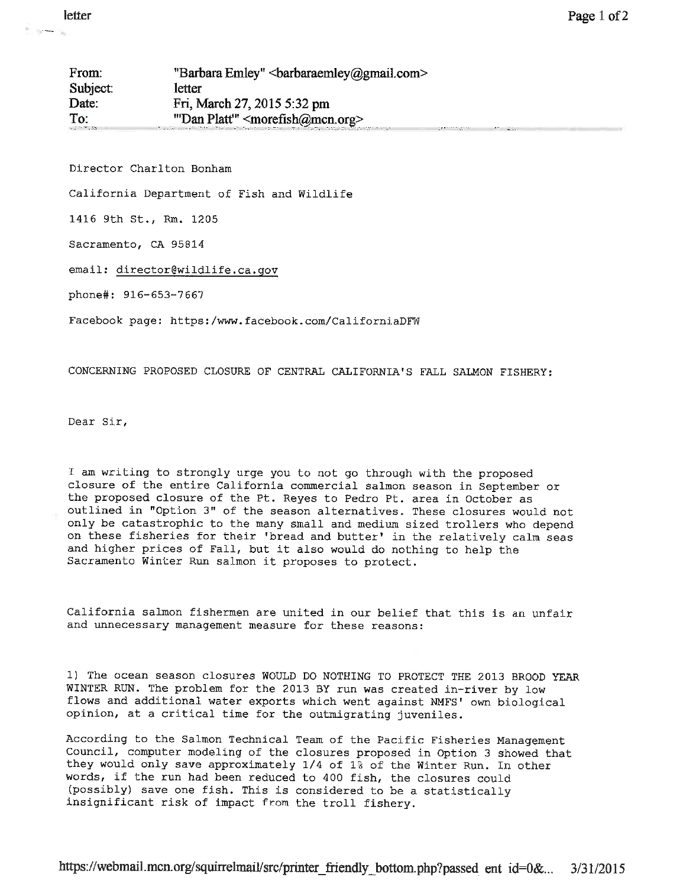| | |
|---|---|
| From: | "Barbara Emley" <barbaraemley@gmail.com> |
| Subject: | letter |
| Date: | Fri, March 27, 2015 5:32 pm |
| To: | "'Dan Platt'" <morefish@mcn.org> |

Director Charlton Bonham

California Department of Fish and Wildlife

1416 9th St., Rm. 1205

Sacramento, CA 95814

email: director@wildlife.ca.gov

phone#: 916-653-7667

Facebook page: https:/www.facebook.com/CaliforniaDFW

CONCERNING PROPOSED CLOSURE OF CENTRAL CALIFORNIA'S FALL SALMON FISHERY:

Dear Sir,

I am writing to strongly urge you to not go through with the proposed closure of the entire California commercial salmon season in September or the proposed closure of the Pt. Reyes to Pedro Pt. area in October as outlined in "Option 3" of the season alternatives. These closures would not only be catastrophic to the many small and medium sized trollers who depend on these fisheries for their 'bread and butter' in the relatively calm seas and higher prices of Fall, but it also would do nothing to help the Sacramento Winter Run salmon it proposes to protect.

California salmon fishermen are united in our belief that this is an unfair and unnecessary management measure for these reasons:

1) The ocean season closures WOULD DO NOTHING TO PROTECT THE 2013 BROOD YEAR WINTER RUN. The problem for the 2013 BY run was created in-river by low flows and additional water exports which went against NMFS' own biological opinion, at a critical time for the outmigrating juveniles.

According to the Salmon Technical Team of the Pacific Fisheries Management Council, computer modeling of the closures proposed in Option 3 showed that they would only save approximately 1/4 of 1% of the Winter Run. In other words, if the run had been reduced to 400 fish, the closures could (possibly) save one fish. This is considered to be a statistically insignificant risk of impact from the troll fishery.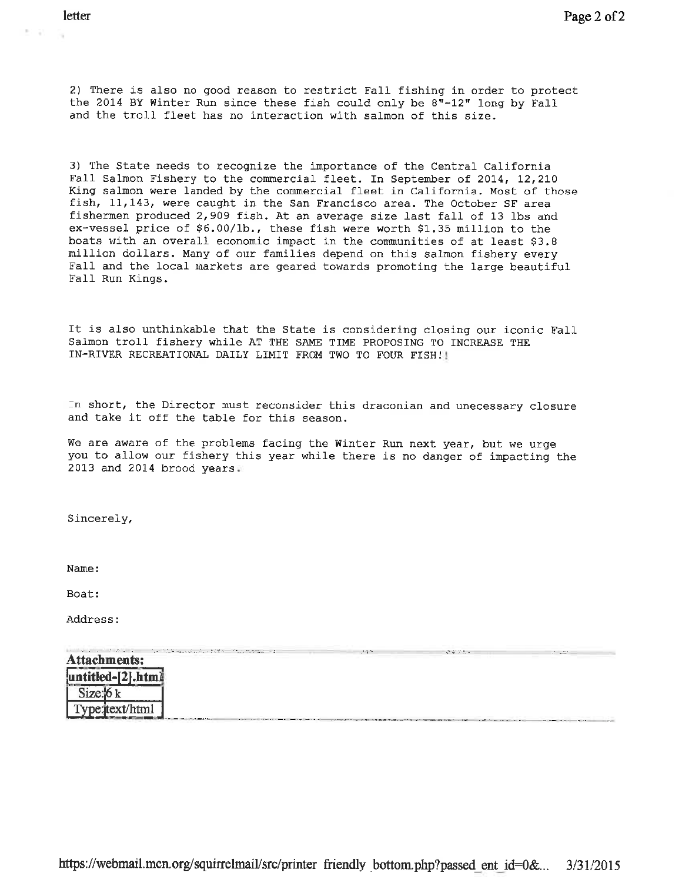2) There is also no good reason to restrict Fall fishing in order to protect the 2014 BY Winter Run since these fish could only be 8"-12" long by Fall and the troll fleet has no interaction with salmon of this size.

3) The State needs to recognize the importance of the Central California Fall Salmon Fishery to the commercial fleet. In September of 2014, 12,210 King salmon were landed by the commercial fleet in California. Most of those fish, 11,143, were caught in the San Francisco area. The October SF area fishermen produced 2,909 fish. At an average size last fall of 13 lbs and ex-vessel price of $6.00/lb., these fish were worth $1.35 million to the boats with an overall economic impact in the communities of at least $3.8 million dollars. Many of our families depend on this salmon fishery every Fall and the local markets are geared towards promoting the large beautiful Fall Run Kings.

It is also unthinkable that the State is considering closing our iconic Fall Salmon troll fishery while AT THE SAME TIME PROPOSING TO INCREASE THE IN-RIVER RECREATIONAL DAILY LIMIT FROM TWO TO FOUR FISH!!

In short, the Director must reconsider this draconian and unecessary closure and take it off the table for this season.

We are aware of the problems facing the Winter Run next year, but we urge you to allow our fishery this year while there is no danger of impacting the 2013 and 2014 brood years.

Sincerely,

Name:

Boat:

Address:

**Attachments:**

| untitled-[2].html |
| --- |
| Size: 6 k |
| Type: text/html |